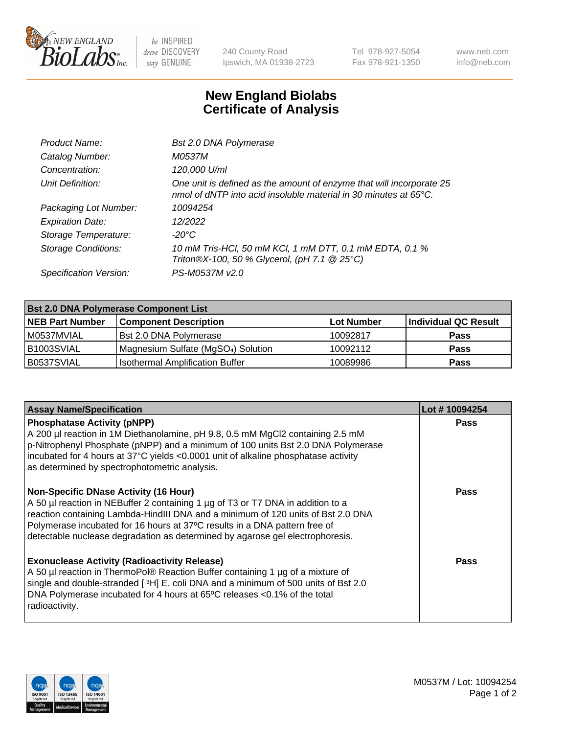New England BioLabs Inc. — be INSPIRED drive DISCOVERY stay GENUINE

240 County Road
Ipswich, MA 01938-2723

Tel 978-927-5054
Fax 978-921-1350

www.neb.com
info@neb.com

# New England Biolabs Certificate of Analysis

| | |
|---|---|
| *Product Name:* | *Bst 2.0 DNA Polymerase* |
| *Catalog Number:* | *M0537M* |
| *Concentration:* | *120,000 U/ml* |
| *Unit Definition:* | *One unit is defined as the amount of enzyme that will incorporate 25 nmol of dNTP into acid insoluble material in 30 minutes at 65°C.* |
| *Packaging Lot Number:* | *10094254* |
| *Expiration Date:* | *12/2022* |
| *Storage Temperature:* | *-20°C* |
| *Storage Conditions:* | *10 mM Tris-HCl, 50 mM KCl, 1 mM DTT, 0.1 mM EDTA, 0.1 % Triton®X-100, 50 % Glycerol, (pH 7.1 @ 25°C)* |
| *Specification Version:* | *PS-M0537M v2.0* |

| **Bst 2.0 DNA Polymerase Component List** | | | |
|---|---|---|---|
| **NEB Part Number** | **Component Description** | **Lot Number** | **Individual QC Result** |
| M0537MVIAL | Bst 2.0 DNA Polymerase | 10092817 | **Pass** |
| B1003SVIAL | Magnesium Sulfate ($MgSO_4$) Solution | 10092112 | **Pass** |
| B0537SVIAL | Isothermal Amplification Buffer | 10089986 | **Pass** |

| **Assay Name/Specification** | **Lot # 10094254** |
|---|---|
| **Phosphatase Activity (pNPP)**<br>A 200 µl reaction in 1M Diethanolamine, pH 9.8, 0.5 mM MgCl2 containing 2.5 mM p-Nitrophenyl Phosphate (pNPP) and a minimum of 100 units Bst 2.0 DNA Polymerase incubated for 4 hours at 37°C yields <0.0001 unit of alkaline phosphatase activity as determined by spectrophotometric analysis. | **Pass** |
| **Non-Specific DNase Activity (16 Hour)**<br>A 50 µl reaction in NEBuffer 2 containing 1 µg of T3 or T7 DNA in addition to a reaction containing Lambda-HindIII DNA and a minimum of 120 units of Bst 2.0 DNA Polymerase incubated for 16 hours at 37ºC results in a DNA pattern free of detectable nuclease degradation as determined by agarose gel electrophoresis. | **Pass** |
| **Exonuclease Activity (Radioactivity Release)**<br>A 50 µl reaction in ThermoPol® Reaction Buffer containing 1 µg of a mixture of single and double-stranded [ $^3$H] E. coli DNA and a minimum of 500 units of Bst 2.0 DNA Polymerase incubated for 4 hours at 65ºC releases <0.1% of the total radioactivity. | **Pass** |

M0537M / Lot: 10094254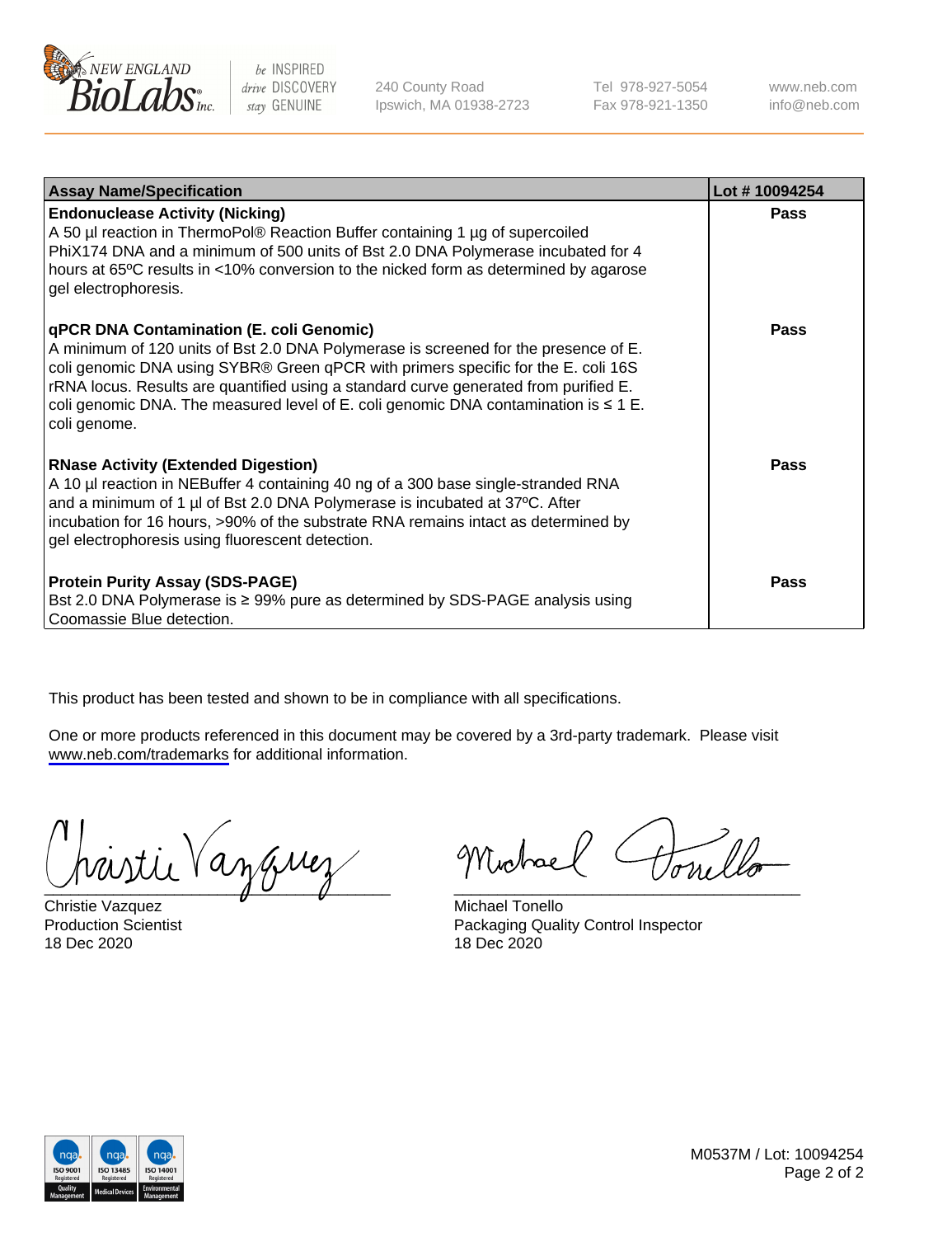240 County Road
Ipswich, MA 01938-2723

Tel 978-927-5054
Fax 978-921-1350

www.neb.com
info@neb.com

| Assay Name/Specification | Lot # 10094254 |
|---|---|
| **Endonuclease Activity (Nicking)**<br>A 50 µl reaction in ThermoPol® Reaction Buffer containing 1 µg of supercoiled PhiX174 DNA and a minimum of 500 units of Bst 2.0 DNA Polymerase incubated for 4 hours at 65ºC results in <10% conversion to the nicked form as determined by agarose gel electrophoresis. | Pass |
| **qPCR DNA Contamination (E. coli Genomic)**<br>A minimum of 120 units of Bst 2.0 DNA Polymerase is screened for the presence of E. coli genomic DNA using SYBR® Green qPCR with primers specific for the E. coli 16S rRNA locus. Results are quantified using a standard curve generated from purified E. coli genomic DNA. The measured level of E. coli genomic DNA contamination is ≤ 1 E. coli genome. | Pass |
| **RNase Activity (Extended Digestion)**<br>A 10 µl reaction in NEBuffer 4 containing 40 ng of a 300 base single-stranded RNA and a minimum of 1 µl of Bst 2.0 DNA Polymerase is incubated at 37ºC. After incubation for 16 hours, >90% of the substrate RNA remains intact as determined by gel electrophoresis using fluorescent detection. | Pass |
| **Protein Purity Assay (SDS-PAGE)**<br>Bst 2.0 DNA Polymerase is ≥ 99% pure as determined by SDS-PAGE analysis using Coomassie Blue detection. | Pass |

This product has been tested and shown to be in compliance with all specifications.

One or more products referenced in this document may be covered by a 3rd-party trademark. Please visit www.neb.com/trademarks for additional information.

Christie Vazquez
Production Scientist
18 Dec 2020

Michael Tonello
Packaging Quality Control Inspector
18 Dec 2020

M0537M / Lot: 10094254